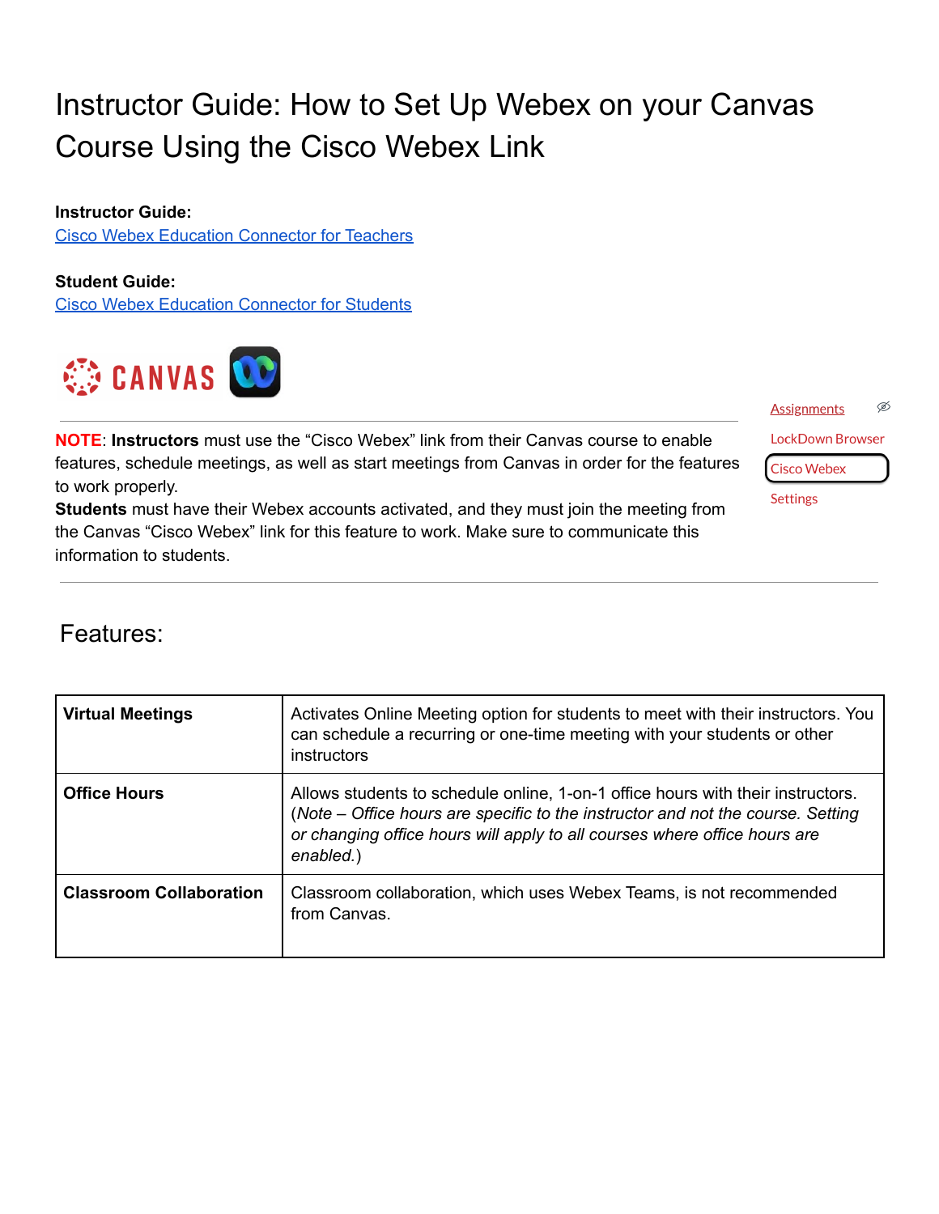# Instructor Guide: How to Set Up Webex on your Canvas Course Using the Cisco Webex Link

**Instructor Guide:**
Cisco Webex Education Connector for Teachers

**Student Guide:**
Cisco Webex Education Connector for Students

Assignments
LockDown Browser
Cisco Webex
Settings

**NOTE**: **Instructors** must use the "Cisco Webex" link from their Canvas course to enable features, schedule meetings, as well as start meetings from Canvas in order for the features to work properly.
**Students** must have their Webex accounts activated, and they must join the meeting from the Canvas "Cisco Webex" link for this feature to work. Make sure to communicate this information to students.

## Features:

| | |
|---|---|
| **Virtual Meetings** | Activates Online Meeting option for students to meet with their instructors. You can schedule a recurring or one-time meeting with your students or other instructors |
| **Office Hours** | Allows students to schedule online, 1-on-1 office hours with their instructors. (*Note – Office hours are specific to the instructor and not the course. Setting or changing office hours will apply to all courses where office hours are enabled.*) |
| **Classroom Collaboration** | Classroom collaboration, which uses Webex Teams, is not recommended from Canvas. |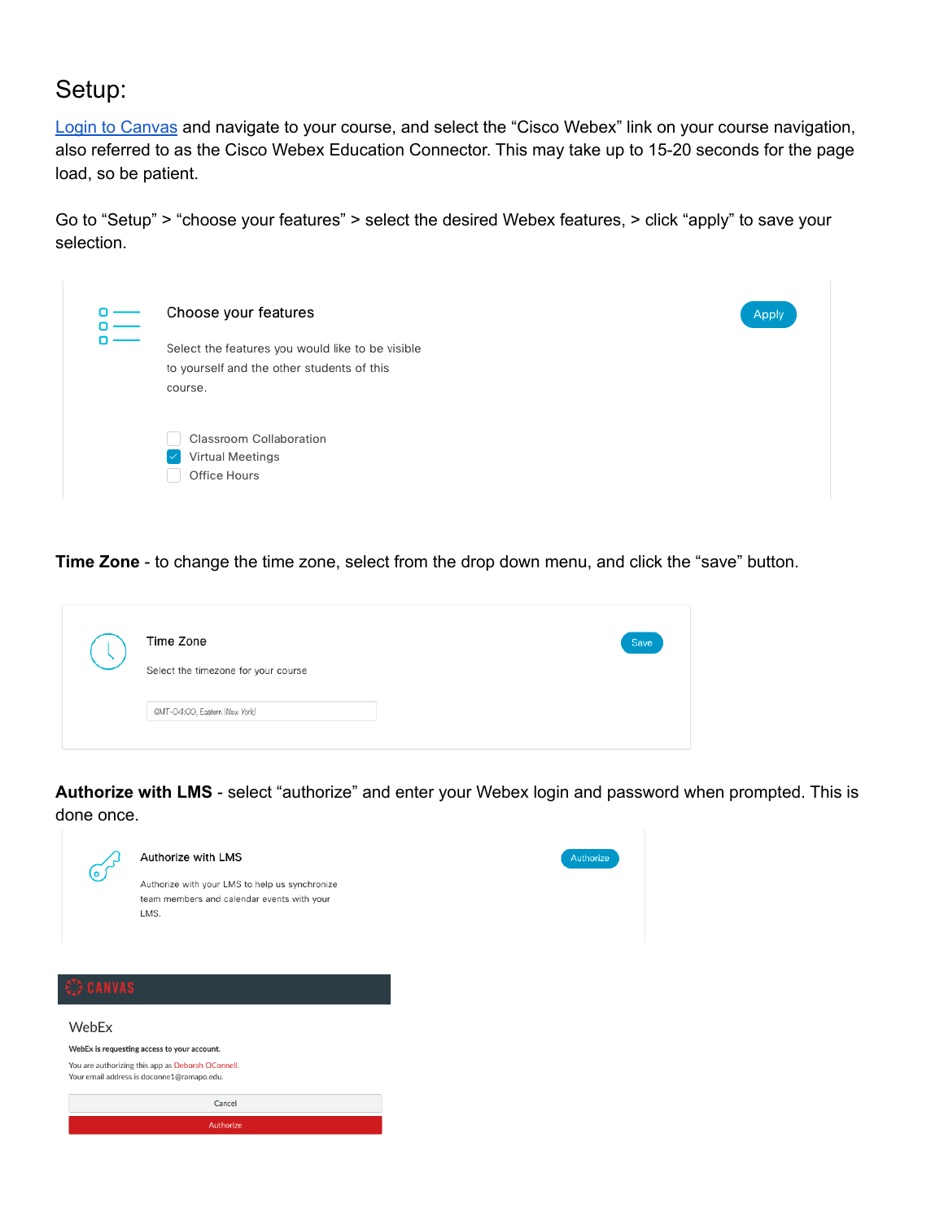# Setup:

[Login to Canvas](#) and navigate to your course, and select the "Cisco Webex" link on your course navigation, also referred to as the Cisco Webex Education Connector. This may take up to 15-20 seconds for the page load, so be patient.

Go to "Setup" > "choose your features" > select the desired Webex features, > click "apply" to save your selection.

Choose your features

Apply

Select the features you would like to be visible to yourself and the other students of this course.

- [ ] Classroom Collaboration
- [x] Virtual Meetings
- [ ] Office Hours

**Time Zone** - to change the time zone, select from the drop down menu, and click the "save" button.

Time Zone

Save

Select the timezone for your course

GMT-04:00, Eastern (New York)

**Authorize with LMS** - select "authorize" and enter your Webex login and password when prompted. This is done once.

Authorize with LMS

Authorize

Authorize with your LMS to help us synchronize team members and calendar events with your LMS.

CANVAS

WebEx

WebEx is requesting access to your account.

You are authorizing this app as Deborah OConnell.
Your email address is doconne1@ramapo.edu.

Cancel

Authorize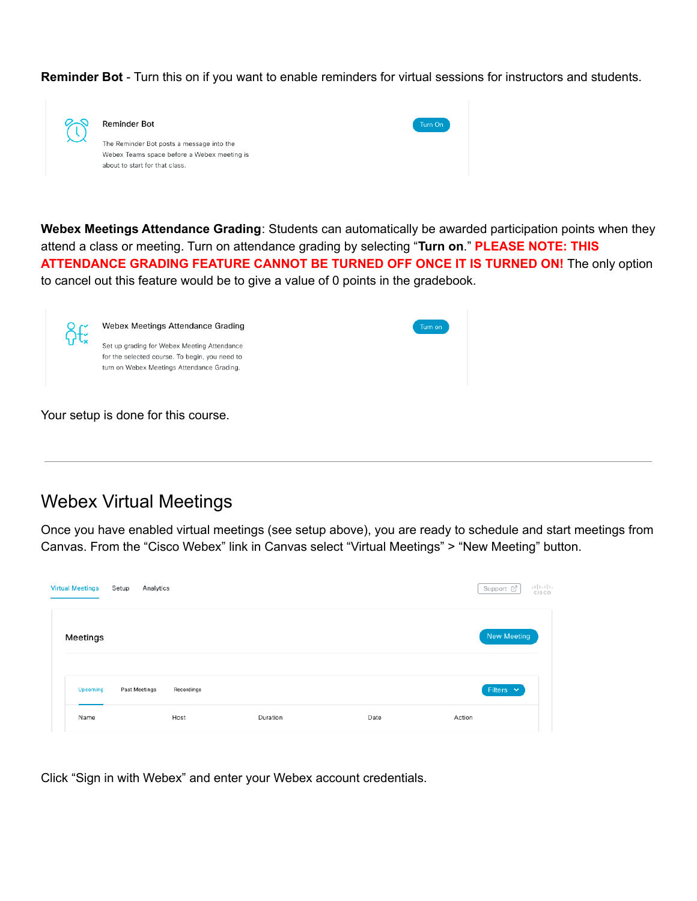**Reminder Bot** - Turn this on if you want to enable reminders for virtual sessions for instructors and students.

Reminder Bot

The Reminder Bot posts a message into the Webex Teams space before a Webex meeting is about to start for that class.

Turn On

**Webex Meetings Attendance Grading**: Students can automatically be awarded participation points when they attend a class or meeting. Turn on attendance grading by selecting "**Turn on**." **PLEASE NOTE: THIS ATTENDANCE GRADING FEATURE CANNOT BE TURNED OFF ONCE IT IS TURNED ON!** The only option to cancel out this feature would be to give a value of 0 points in the gradebook.

Webex Meetings Attendance Grading

Set up grading for Webex Meeting Attendance for the selected course. To begin, you need to turn on Webex Meetings Attendance Grading.

Turn on

Your setup is done for this course.

---

# Webex Virtual Meetings

Once you have enabled virtual meetings (see setup above), you are ready to schedule and start meetings from Canvas. From the "Cisco Webex" link in Canvas select "Virtual Meetings" > "New Meeting" button.

Virtual Meetings Setup Analytics Support

Meetings New Meeting

Upcoming Past Meetings Recordings Filters

| Name | Host | Duration | Date | Action |
|---|---|---|---|---|

Click "Sign in with Webex" and enter your Webex account credentials.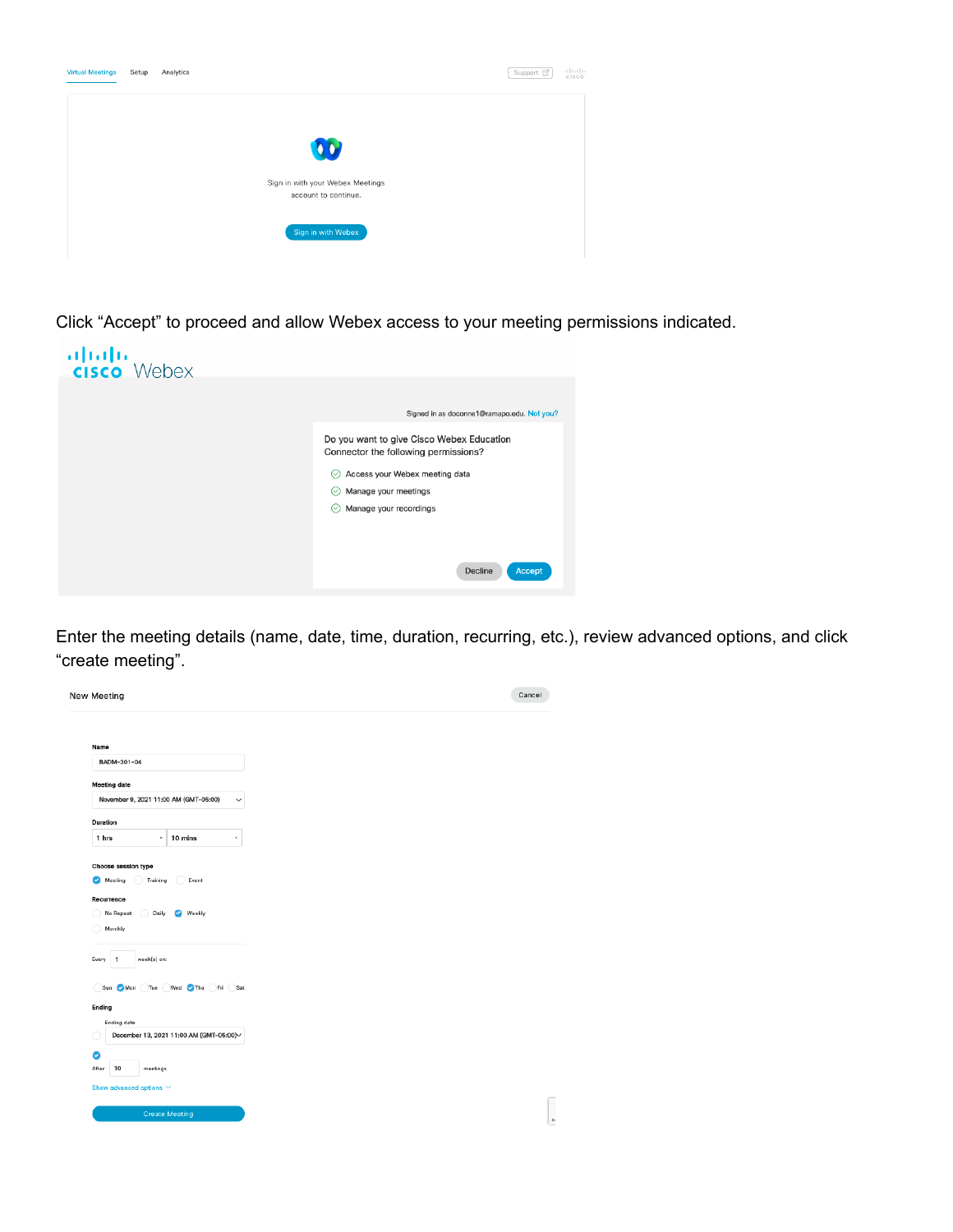Virtual Meetings Setup Analytics

Support

Sign in with your Webex Meetings account to continue.

Sign in with Webex

Click “Accept” to proceed and allow Webex access to your meeting permissions indicated.

cisco Webex

Signed in as doconne1@ramapo.edu. Not you?

Do you want to give Cisco Webex Education Connector the following permissions?

- Access your Webex meeting data
- Manage your meetings
- Manage your recordings

Decline Accept

Enter the meeting details (name, date, time, duration, recurring, etc.), review advanced options, and click “create meeting”.

New Meeting Cancel

Name
BADM-301-04

Meeting date
November 9, 2021 11:00 AM (GMT-05:00)

Duration
1 hrs 10 mins

Choose session type
Meeting Training Event

Recurrence
No Repeat Daily Weekly Monthly

Every 1 week(s) on:

Sun Mon Tue Wed Thu Fri Sat

Ending

Ending date
December 13, 2021 11:00 AM (GMT-05:00)

After 10 meetings

Show advanced options

Create Meeting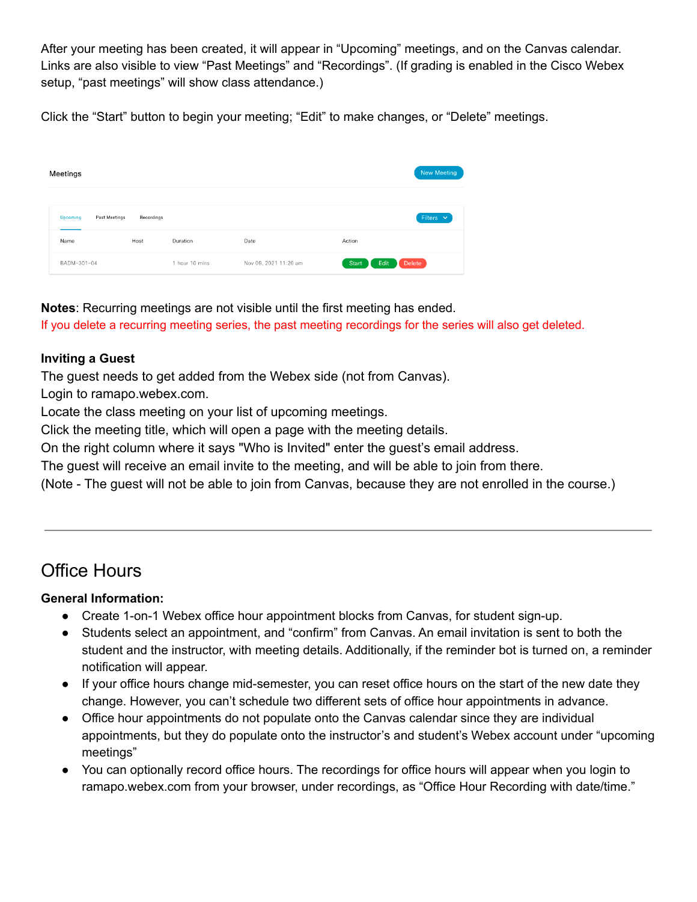After your meeting has been created, it will appear in "Upcoming" meetings, and on the Canvas calendar. Links are also visible to view "Past Meetings" and "Recordings". (If grading is enabled in the Cisco Webex setup, "past meetings" will show class attendance.)

Click the "Start" button to begin your meeting; "Edit" to make changes, or "Delete" meetings.

Meetings

New Meeting

Upcoming | Past Meetings | Recordings

Filters

| Name | Host | Duration | Date | Action |
| --- | --- | --- | --- | --- |
| BADM-301-04 | | 1 hour 10 mins | Nov 09, 2021 11:20 am | Start Edit Delete |

**Notes**: Recurring meetings are not visible until the first meeting has ended.
If you delete a recurring meeting series, the past meeting recordings for the series will also get deleted.

**Inviting a Guest**
The guest needs to get added from the Webex side (not from Canvas).
Login to ramapo.webex.com.
Locate the class meeting on your list of upcoming meetings.
Click the meeting title, which will open a page with the meeting details.
On the right column where it says "Who is Invited" enter the guest's email address.
The guest will receive an email invite to the meeting, and will be able to join from there.
(Note - The guest will not be able to join from Canvas, because they are not enrolled in the course.)

---

# Office Hours

**General Information:**

- Create 1-on-1 Webex office hour appointment blocks from Canvas, for student sign-up.
- Students select an appointment, and "confirm" from Canvas. An email invitation is sent to both the student and the instructor, with meeting details. Additionally, if the reminder bot is turned on, a reminder notification will appear.
- If your office hours change mid-semester, you can reset office hours on the start of the new date they change. However, you can't schedule two different sets of office hour appointments in advance.
- Office hour appointments do not populate onto the Canvas calendar since they are individual appointments, but they do populate onto the instructor's and student's Webex account under "upcoming meetings"
- You can optionally record office hours. The recordings for office hours will appear when you login to ramapo.webex.com from your browser, under recordings, as "Office Hour Recording with date/time."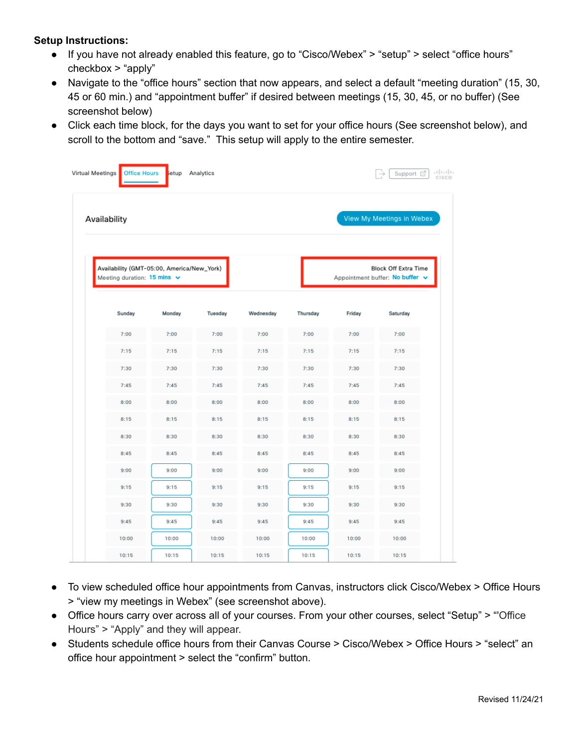**Setup Instructions:**

- If you have not already enabled this feature, go to "Cisco/Webex" > "setup" > select "office hours" checkbox > "apply"
- Navigate to the "office hours" section that now appears, and select a default "meeting duration" (15, 30, 45 or 60 min.) and "appointment buffer" if desired between meetings (15, 30, 45, or no buffer) (See screenshot below)
- Click each time block, for the days you want to set for your office hours (See screenshot below), and scroll to the bottom and "save." This setup will apply to the entire semester.

- To view scheduled office hour appointments from Canvas, instructors click Cisco/Webex > Office Hours > "view my meetings in Webex" (see screenshot above).
- Office hours carry over across all of your courses. From your other courses, select "Setup" > "'Office Hours" > "Apply" and they will appear.
- Students schedule office hours from their Canvas Course > Cisco/Webex > Office Hours > "select" an office hour appointment > select the "confirm" button.

Revised 11/24/21